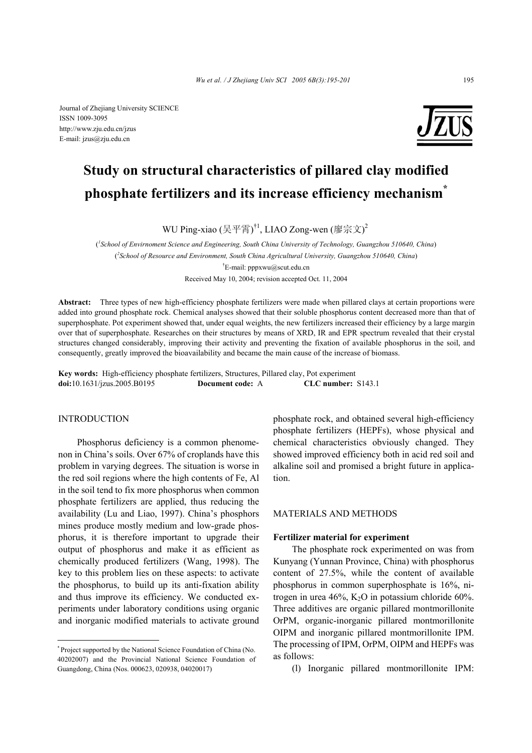Journal of Zhejiang University SCIENCE
ISSN 1009-3095
http://www.zju.edu.cn/jzus
E-mail: jzus@zju.edu.cn

# Study on structural characteristics of pillared clay modified phosphate fertilizers and its increase efficiency mechanism*

WU Ping-xiao (吴平霄)[†1], LIAO Zong-wen (廖宗文)[2]

([1]School of Envirnonment Science and Engineering, South China University of Technology, Guangzhou 510640, China)

([2]School of Resource and Environment, South China Agricultural University, Guangzhou 510640, China)

[†]E-mail: pppxwu@scut.edu.cn

Received May 10, 2004; revision accepted Oct. 11, 2004

**Abstract:** Three types of new high-efficiency phosphate fertilizers were made when pillared clays at certain proportions were added into ground phosphate rock. Chemical analyses showed that their soluble phosphorus content decreased more than that of superphosphate. Pot experiment showed that, under equal weights, the new fertilizers increased their efficiency by a large margin over that of superphosphate. Researches on their structures by means of XRD, IR and EPR spectrum revealed that their crystal structures changed considerably, improving their activity and preventing the fixation of available phosphorus in the soil, and consequently, greatly improved the bioavailability and became the main cause of the increase of biomass.

**Key words:** High-efficiency phosphate fertilizers, Structures, Pillared clay, Pot experiment

**doi:**10.1631/jzus.2005.B0195 **Document code:** A **CLC number:** S143.1

## INTRODUCTION

Phosphorus deficiency is a common phenomenon in China's soils. Over 67% of croplands have this problem in varying degrees. The situation is worse in the red soil regions where the high contents of Fe, Al in the soil tend to fix more phosphorus when common phosphate fertilizers are applied, thus reducing the availability (Lu and Liao, 1997). China's phosphors mines produce mostly medium and low-grade phosphorus, it is therefore important to upgrade their output of phosphorus and make it as efficient as chemically produced fertilizers (Wang, 1998). The key to this problem lies on these aspects: to activate the phosphorus, to build up its anti-fixation ability and thus improve its efficiency. We conducted experiments under laboratory conditions using organic and inorganic modified materials to activate ground phosphate rock, and obtained several high-efficiency phosphate fertilizers (HEPFs), whose physical and chemical characteristics obviously changed. They showed improved efficiency both in acid red soil and alkaline soil and promised a bright future in application.

## MATERIALS AND METHODS

### Fertilizer material for experiment

The phosphate rock experimented on was from Kunyang (Yunnan Province, China) with phosphorus content of 27.5%, while the content of available phosphorus in common superphosphate is 16%, nitrogen in urea 46%, $K_2O$ in potassium chloride 60%. Three additives are organic pillared montmorillonite OrPM, organic-inorganic pillared montmorillonite OIPM and inorganic pillared montmorillonite IPM. The processing of IPM, OrPM, OIPM and HEPFs was as follows:

(l) Inorganic pillared montmorillonite IPM:

---

* Project supported by the National Science Foundation of China (No. 40202007) and the Provincial National Science Foundation of Guangdong, China (Nos. 000623, 020938, 04020017)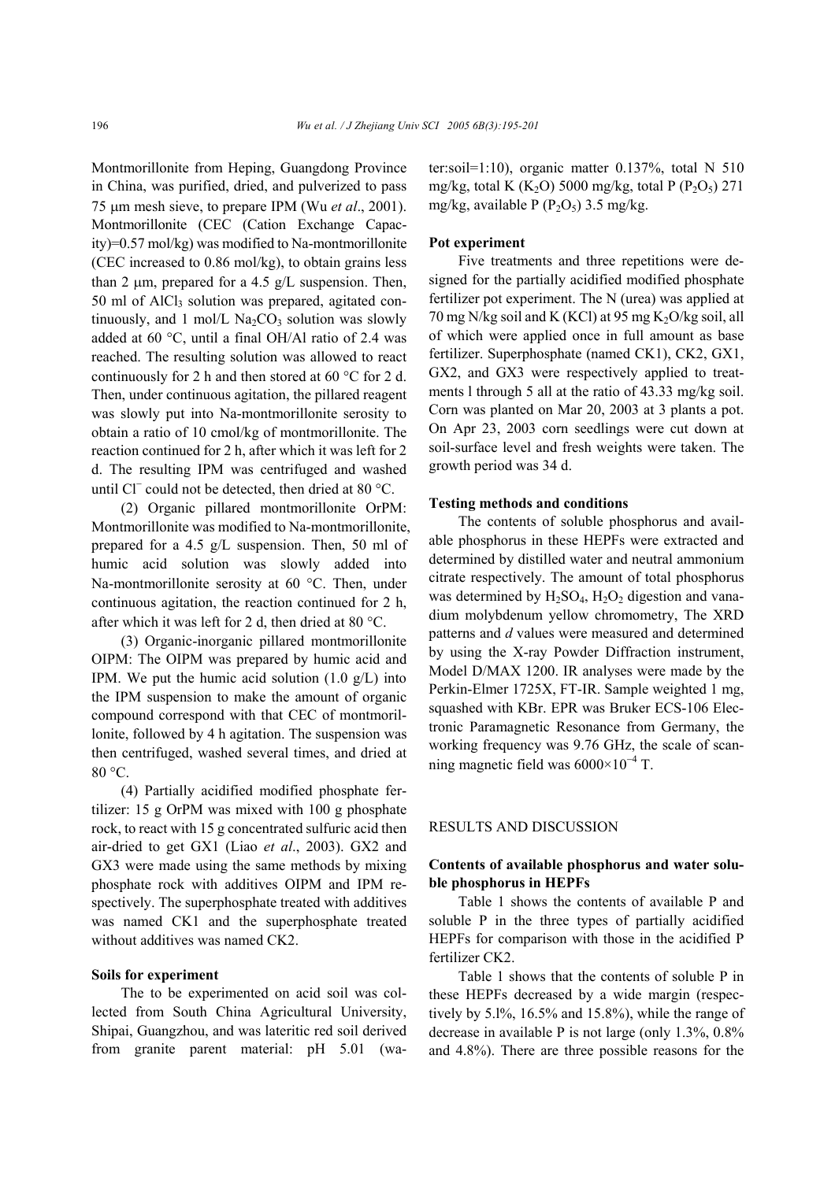Montmorillonite from Heping, Guangdong Province in China, was purified, dried, and pulverized to pass 75 μm mesh sieve, to prepare IPM (Wu *et al*., 2001). Montmorillonite (CEC (Cation Exchange Capacity)=0.57 mol/kg) was modified to Na-montmorillonite (CEC increased to 0.86 mol/kg), to obtain grains less than 2 μm, prepared for a 4.5 g/L suspension. Then, 50 ml of $AlCl_3$ solution was prepared, agitated continuously, and 1 mol/L $Na_2CO_3$ solution was slowly added at 60 °C, until a final OH/Al ratio of 2.4 was reached. The resulting solution was allowed to react continuously for 2 h and then stored at 60 °C for 2 d. Then, under continuous agitation, the pillared reagent was slowly put into Na-montmorillonite serosity to obtain a ratio of 10 cmol/kg of montmorillonite. The reaction continued for 2 h, after which it was left for 2 d. The resulting IPM was centrifuged and washed until $Cl^-$ could not be detected, then dried at 80 °C.

(2) Organic pillared montmorillonite OrPM: Montmorillonite was modified to Na-montmorillonite, prepared for a 4.5 g/L suspension. Then, 50 ml of humic acid solution was slowly added into Na-montmorillonite serosity at 60 °C. Then, under continuous agitation, the reaction continued for 2 h, after which it was left for 2 d, then dried at 80 °C.

(3) Organic-inorganic pillared montmorillonite OIPM: The OIPM was prepared by humic acid and IPM. We put the humic acid solution (1.0 g/L) into the IPM suspension to make the amount of organic compound correspond with that CEC of montmorillonite, followed by 4 h agitation. The suspension was then centrifuged, washed several times, and dried at 80 °C.

(4) Partially acidified modified phosphate fertilizer: 15 g OrPM was mixed with 100 g phosphate rock, to react with 15 g concentrated sulfuric acid then air-dried to get GX1 (Liao *et al*., 2003). GX2 and GX3 were made using the same methods by mixing phosphate rock with additives OIPM and IPM respectively. The superphosphate treated with additives was named CK1 and the superphosphate treated without additives was named CK2.

#### Soils for experiment

The to be experimented on acid soil was collected from South China Agricultural University, Shipai, Guangzhou, and was lateritic red soil derived from granite parent material: pH 5.01 (water:soil=1:10), organic matter 0.137%, total N 510 mg/kg, total K ($K_2O$) 5000 mg/kg, total P ($P_2O_5$) 271 mg/kg, available P ($P_2O_5$) 3.5 mg/kg.

#### Pot experiment

Five treatments and three repetitions were designed for the partially acidified modified phosphate fertilizer pot experiment. The N (urea) was applied at 70 mg N/kg soil and K (KCl) at 95 mg $K_2O$/kg soil, all of which were applied once in full amount as base fertilizer. Superphosphate (named CK1), CK2, GX1, GX2, and GX3 were respectively applied to treatments l through 5 all at the ratio of 43.33 mg/kg soil. Corn was planted on Mar 20, 2003 at 3 plants a pot. On Apr 23, 2003 corn seedlings were cut down at soil-surface level and fresh weights were taken. The growth period was 34 d.

#### Testing methods and conditions

The contents of soluble phosphorus and available phosphorus in these HEPFs were extracted and determined by distilled water and neutral ammonium citrate respectively. The amount of total phosphorus was determined by $H_2SO_4$, $H_2O_2$ digestion and vanadium molybdenum yellow chromometry, The XRD patterns and *d* values were measured and determined by using the X-ray Powder Diffraction instrument, Model D/MAX 1200. IR analyses were made by the Perkin-Elmer 1725X, FT-IR. Sample weighted 1 mg, squashed with KBr. EPR was Bruker ECS-106 Electronic Paramagnetic Resonance from Germany, the working frequency was 9.76 GHz, the scale of scanning magnetic field was $6000\times10^{-4}$ T.

## RESULTS AND DISCUSSION

#### Contents of available phosphorus and water soluble phosphorus in HEPFs

Table 1 shows the contents of available P and soluble P in the three types of partially acidified HEPFs for comparison with those in the acidified P fertilizer CK2.

Table 1 shows that the contents of soluble P in these HEPFs decreased by a wide margin (respectively by 5.l%, 16.5% and 15.8%), while the range of decrease in available P is not large (only 1.3%, 0.8% and 4.8%). There are three possible reasons for the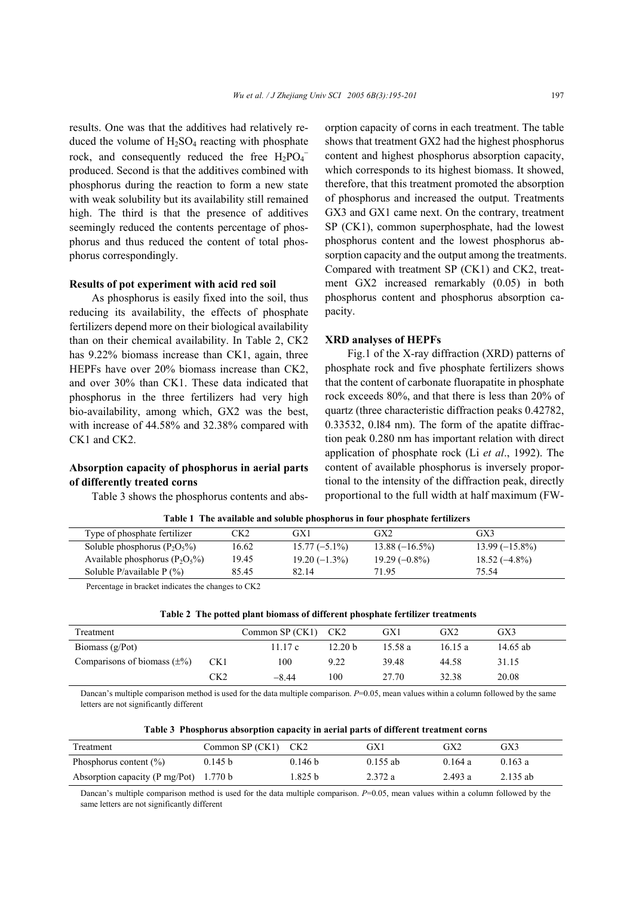results. One was that the additives had relatively reduced the volume of $H_2SO_4$ reacting with phosphate rock, and consequently reduced the free $H_2PO_4^-$ produced. Second is that the additives combined with phosphorus during the reaction to form a new state with weak solubility but its availability still remained high. The third is that the presence of additives seemingly reduced the contents percentage of phosphorus and thus reduced the content of total phosphorus correspondingly.

**Results of pot experiment with acid red soil**

As phosphorus is easily fixed into the soil, thus reducing its availability, the effects of phosphate fertilizers depend more on their biological availability than on their chemical availability. In Table 2, CK2 has 9.22% biomass increase than CK1, again, three HEPFs have over 20% biomass increase than CK2, and over 30% than CK1. These data indicated that phosphorus in the three fertilizers had very high bio-availability, among which, GX2 was the best, with increase of 44.58% and 32.38% compared with CK1 and CK2.

**Absorption capacity of phosphorus in aerial parts of differently treated corns**

Table 3 shows the phosphorus contents and absorption capacity of corns in each treatment. The table shows that treatment GX2 had the highest phosphorus content and highest phosphorus absorption capacity, which corresponds to its highest biomass. It showed, therefore, that this treatment promoted the absorption of phosphorus and increased the output. Treatments GX3 and GX1 came next. On the contrary, treatment SP (CK1), common superphosphate, had the lowest phosphorus content and the lowest phosphorus absorption capacity and the output among the treatments. Compared with treatment SP (CK1) and CK2, treatment GX2 increased remarkably (0.05) in both phosphorus content and phosphorus absorption capacity.

**XRD analyses of HEPFs**

Fig.1 of the X-ray diffraction (XRD) patterns of phosphate rock and five phosphate fertilizers shows that the content of carbonate fluorapatite in phosphate rock exceeds 80%, and that there is less than 20% of quartz (three characteristic diffraction peaks 0.42782, 0.33532, 0.l84 nm). The form of the apatite diffraction peak 0.280 nm has important relation with direct application of phosphate rock (Li *et al*., 1992). The content of available phosphorus is inversely proportional to the intensity of the diffraction peak, directly proportional to the full width at half maximum (FW-

**Table 1 The available and soluble phosphorus in four phosphate fertilizers**

| Type of phosphate fertilizer | CK2 | GX1 | GX2 | GX3 |
|---|---|---|---|---|
| Soluble phosphorus ($P_2O_5$%) | 16.62 | 15.77 (−5.1%) | 13.88 (−16.5%) | 13.99 (−15.8%) |
| Available phosphorus ($P_2O_5$%) | 19.45 | 19.20 (−1.3%) | 19.29 (−0.8%) | 18.52 (−4.8%) |
| Soluble P/available P (%) | 85.45 | 82.14 | 71.95 | 75.54 |

Percentage in bracket indicates the changes to CK2

**Table 2 The potted plant biomass of different phosphate fertilizer treatments**

| Treatment | | Common SP (CK1) | CK2 | GX1 | GX2 | GX3 |
|---|---|---|---|---|---|---|
| Biomass (g/Pot) | | 11.17 c | 12.20 b | 15.58 a | 16.15 a | 14.65 ab |
| Comparisons of biomass (±%) | CK1 | 100 | 9.22 | 39.48 | 44.58 | 31.15 |
| | CK2 | −8.44 | 100 | 27.70 | 32.38 | 20.08 |

Dancan's multiple comparison method is used for the data multiple comparison. $P$=0.05, mean values within a column followed by the same letters are not significantly different

**Table 3 Phosphorus absorption capacity in aerial parts of different treatment corns**

| Treatment | Common SP (CK1) | CK2 | GX1 | GX2 | GX3 |
|---|---|---|---|---|---|
| Phosphorus content (%) | 0.145 b | 0.146 b | 0.155 ab | 0.164 a | 0.163 a |
| Absorption capacity (P mg/Pot) | 1.770 b | 1.825 b | 2.372 a | 2.493 a | 2.135 ab |

Dancan's multiple comparison method is used for the data multiple comparison. $P$=0.05, mean values within a column followed by the same letters are not significantly different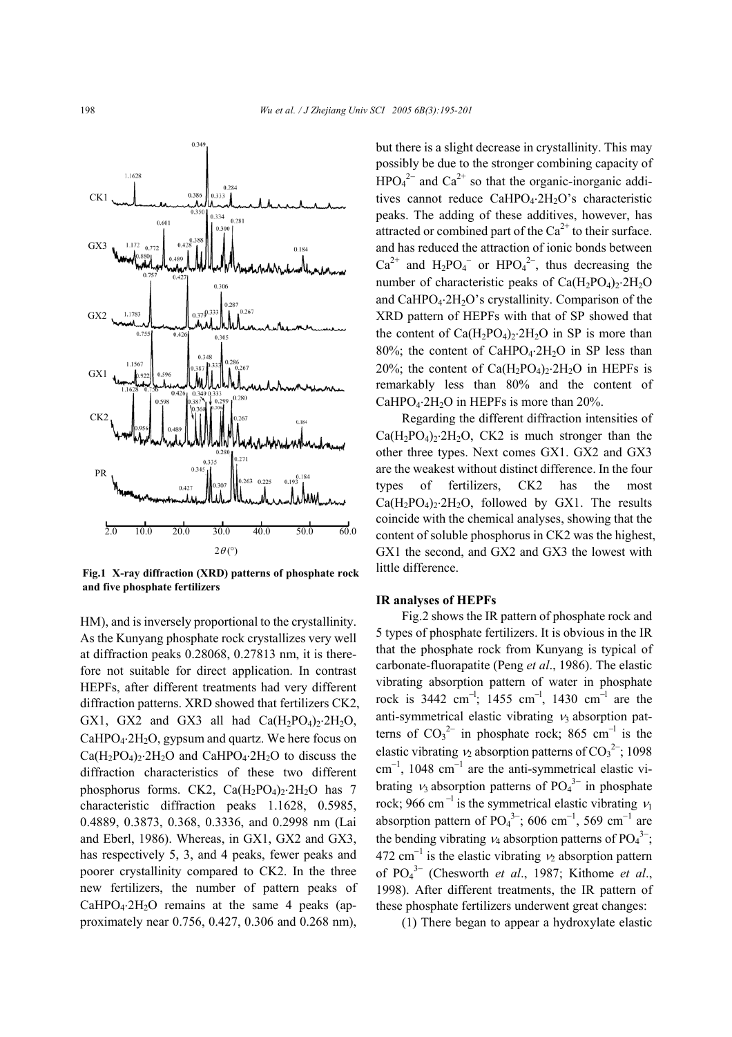Fig.1 X-ray diffraction (XRD) patterns of phosphate rock and five phosphate fertilizers

HM), and is inversely proportional to the crystallinity. As the Kunyang phosphate rock crystallizes very well at diffraction peaks 0.28068, 0.27813 nm, it is therefore not suitable for direct application. In contrast HEPFs, after different treatments had very different diffraction patterns. XRD showed that fertilizers CK2, GX1, GX2 and GX3 all had $Ca(H_2PO_4)_2{\cdot}2H_2O$, $CaHPO_4{\cdot}2H_2O$, gypsum and quartz. We here focus on $Ca(H_2PO_4)_2{\cdot}2H_2O$ and $CaHPO_4{\cdot}2H_2O$ to discuss the diffraction characteristics of these two different phosphorus forms. CK2, $Ca(H_2PO_4)_2{\cdot}2H_2O$ has 7 characteristic diffraction peaks 1.1628, 0.5985, 0.4889, 0.3873, 0.368, 0.3336, and 0.2998 nm (Lai and Eberl, 1986). Whereas, in GX1, GX2 and GX3, has respectively 5, 3, and 4 peaks, fewer peaks and poorer crystallinity compared to CK2. In the three new fertilizers, the number of pattern peaks of $CaHPO_4{\cdot}2H_2O$ remains at the same 4 peaks (approximately near 0.756, 0.427, 0.306 and 0.268 nm), but there is a slight decrease in crystallinity. This may possibly be due to the stronger combining capacity of $HPO_4^{2-}$ and $Ca^{2+}$ so that the organic-inorganic additives cannot reduce $CaHPO_4{\cdot}2H_2O$'s characteristic peaks. The adding of these additives, however, has attracted or combined part of the $Ca^{2+}$ to their surface. and has reduced the attraction of ionic bonds between $Ca^{2+}$ and $H_2PO_4^-$ or $HPO_4^{2-}$, thus decreasing the number of characteristic peaks of $Ca(H_2PO_4)_2{\cdot}2H_2O$ and $CaHPO_4{\cdot}2H_2O$'s crystallinity. Comparison of the XRD pattern of HEPFs with that of SP showed that the content of $Ca(H_2PO_4)_2{\cdot}2H_2O$ in SP is more than 80%; the content of $CaHPO_4{\cdot}2H_2O$ in SP less than 20%; the content of $Ca(H_2PO_4)_2{\cdot}2H_2O$ in HEPFs is remarkably less than 80% and the content of $CaHPO_4{\cdot}2H_2O$ in HEPFs is more than 20%.

Regarding the different diffraction intensities of $Ca(H_2PO_4)_2{\cdot}2H_2O$, CK2 is much stronger than the other three types. Next comes GX1. GX2 and GX3 are the weakest without distinct difference. In the four types of fertilizers, CK2 has the most $Ca(H_2PO_4)_2{\cdot}2H_2O$, followed by GX1. The results coincide with the chemical analyses, showing that the content of soluble phosphorus in CK2 was the highest, GX1 the second, and GX2 and GX3 the lowest with little difference.

**IR analyses of HEPFs**

Fig.2 shows the IR pattern of phosphate rock and 5 types of phosphate fertilizers. It is obvious in the IR that the phosphate rock from Kunyang is typical of carbonate-fluorapatite (Peng *et al*., 1986). The elastic vibrating absorption pattern of water in phosphate rock is 3442 $cm^{-1}$; 1455 $cm^{-1}$, 1430 $cm^{-1}$ are the anti-symmetrical elastic vibrating $\nu_3$ absorption patterns of $CO_3^{2-}$ in phosphate rock; 865 $cm^{-1}$ is the elastic vibrating $\nu_2$ absorption patterns of $CO_3^{2-}$; 1098 $cm^{-1}$, 1048 $cm^{-1}$ are the anti-symmetrical elastic vibrating $\nu_3$ absorption patterns of $PO_4^{3-}$ in phosphate rock; 966 $cm^{-1}$ is the symmetrical elastic vibrating $\nu_1$ absorption pattern of $PO_4^{3-}$; 606 $cm^{-1}$, 569 $cm^{-1}$ are the bending vibrating $\nu_4$ absorption patterns of $PO_4^{3-}$; 472 $cm^{-1}$ is the elastic vibrating $\nu_2$ absorption pattern of $PO_4^{3-}$ (Chesworth *et al*., 1987; Kithome *et al*., 1998). After different treatments, the IR pattern of these phosphate fertilizers underwent great changes:

(1) There began to appear a hydroxylate elastic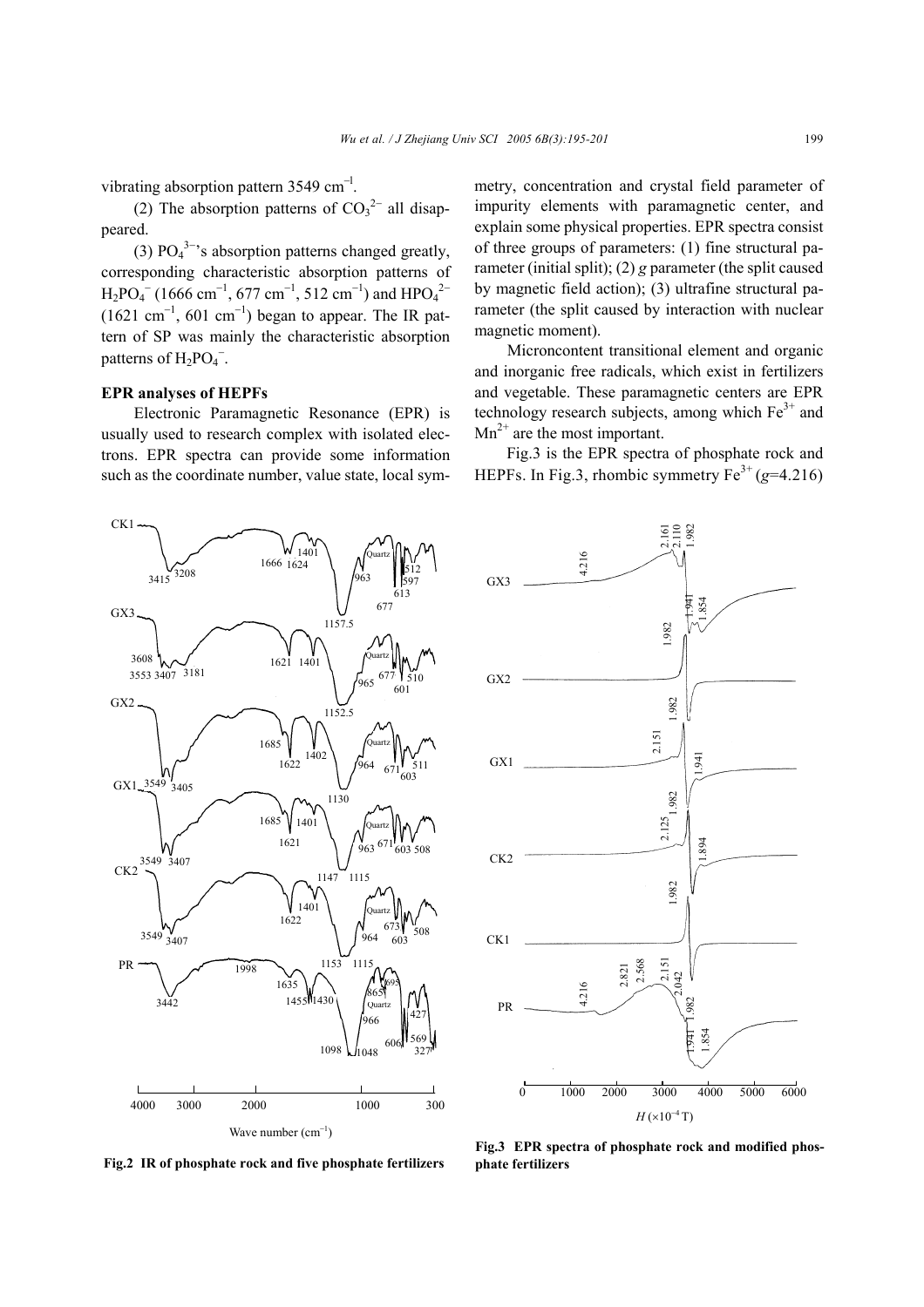vibrating absorption pattern 3549 $cm^{-1}$.

(2) The absorption patterns of $CO_3^{2-}$ all disappeared.

(3) $PO_4^{3-}$'s absorption patterns changed greatly, corresponding characteristic absorption patterns of $H_2PO_4^-$ (1666 $cm^{-1}$, 677 $cm^{-1}$, 512 $cm^{-1}$) and $HPO_4^{2-}$ (1621 $cm^{-1}$, 601 $cm^{-1}$) began to appear. The IR pattern of SP was mainly the characteristic absorption patterns of $H_2PO_4^-$.

### EPR analyses of HEPFs

Electronic Paramagnetic Resonance (EPR) is usually used to research complex with isolated electrons. EPR spectra can provide some information such as the coordinate number, value state, local symmetry, concentration and crystal field parameter of impurity elements with paramagnetic center, and explain some physical properties. EPR spectra consist of three groups of parameters: (1) fine structural parameter (initial split); (2) $g$ parameter (the split caused by magnetic field action); (3) ultrafine structural parameter (the split caused by interaction with nuclear magnetic moment).

Microncontent transitional element and organic and inorganic free radicals, which exist in fertilizers and vegetable. These paramagnetic centers are EPR technology research subjects, among which $Fe^{3+}$ and $Mn^{2+}$ are the most important.

Fig.3 is the EPR spectra of phosphate rock and HEPFs. In Fig.3, rhombic symmetry $Fe^{3+}$ ($g$=4.216)

**Fig.2 IR of phosphate rock and five phosphate fertilizers**

**Fig.3 EPR spectra of phosphate rock and modified phosphate fertilizers**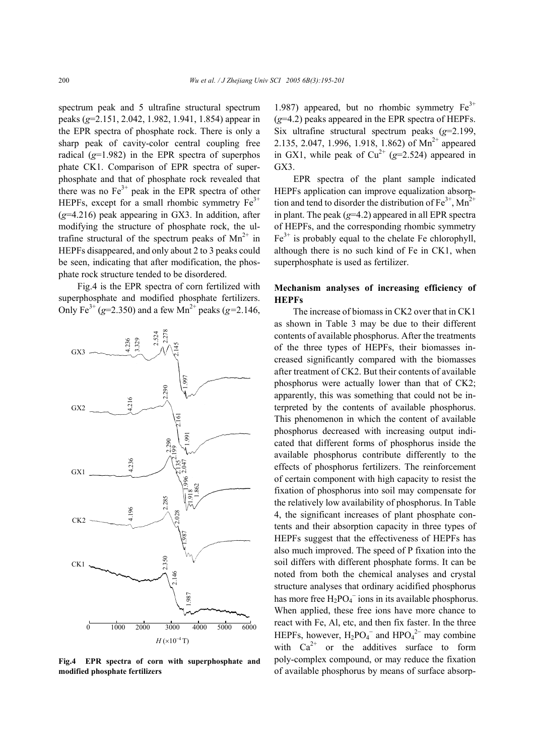spectrum peak and 5 ultrafine structural spectrum peaks (*g*=2.151, 2.042, 1.982, 1.941, 1.854) appear in the EPR spectra of phosphate rock. There is only a sharp peak of cavity-color central coupling free radical (*g*=1.982) in the EPR spectra of superphos phate CK1. Comparison of EPR spectra of superphosphate and that of phosphate rock revealed that there was no $Fe^{3+}$ peak in the EPR spectra of other HEPFs, except for a small rhombic symmetry $Fe^{3+}$ (*g*=4.216) peak appearing in GX3. In addition, after modifying the structure of phosphate rock, the ultrafine structural of the spectrum peaks of $Mn^{2+}$ in HEPFs disappeared, and only about 2 to 3 peaks could be seen, indicating that after modification, the phosphate rock structure tended to be disordered.

Fig.4 is the EPR spectra of corn fertilized with superphosphate and modified phosphate fertilizers. Only $Fe^{3+}$ (*g*=2.350) and a few $Mn^{2+}$ peaks (*g*=2.146, 1.987) appeared, but no rhombic symmetry $Fe^{3+}$ (*g*=4.2) peaks appeared in the EPR spectra of HEPFs. Six ultrafine structural spectrum peaks (*g*=2.199, 2.135, 2.047, 1.996, 1.918, 1.862) of $Mn^{2+}$ appeared in GX1, while peak of $Cu^{2+}$ (*g*=2.524) appeared in GX3.

**Fig.4 EPR spectra of corn with superphosphate and modified phosphate fertilizers**

EPR spectra of the plant sample indicated HEPFs application can improve equalization absorption and tend to disorder the distribution of $Fe^{3+}$, $Mn^{2+}$ in plant. The peak (*g*=4.2) appeared in all EPR spectra of HEPFs, and the corresponding rhombic symmetry $Fe^{3+}$ is probably equal to the chelate Fe chlorophyll, although there is no such kind of Fe in CK1, when superphosphate is used as fertilizer.

## Mechanism analyses of increasing efficiency of HEPFs

The increase of biomass in CK2 over that in CK1 as shown in Table 3 may be due to their different contents of available phosphorus. After the treatments of the three types of HEPFs, their biomasses increased significantly compared with the biomasses after treatment of CK2. But their contents of available phosphorus were actually lower than that of CK2; apparently, this was something that could not be interpreted by the contents of available phosphorus. This phenomenon in which the content of available phosphorus decreased with increasing output indicated that different forms of phosphorus inside the available phosphorus contribute differently to the effects of phosphorus fertilizers. The reinforcement of certain component with high capacity to resist the fixation of phosphorus into soil may compensate for the relatively low availability of phosphorus. In Table 4, the significant increases of plant phosphate contents and their absorption capacity in three types of HEPFs suggest that the effectiveness of HEPFs has also much improved. The speed of P fixation into the soil differs with different phosphate forms. It can be noted from both the chemical analyses and crystal structure analyses that ordinary acidified phosphorus has more free $H_2PO_4^-$ ions in its available phosphorus. When applied, these free ions have more chance to react with Fe, Al, etc, and then fix faster. In the three HEPFs, however, $H_2PO_4^-$ and $HPO_4^{2-}$ may combine with $Ca^{2+}$ or the additives surface to form poly-complex compound, or may reduce the fixation of available phosphorus by means of surface absorp-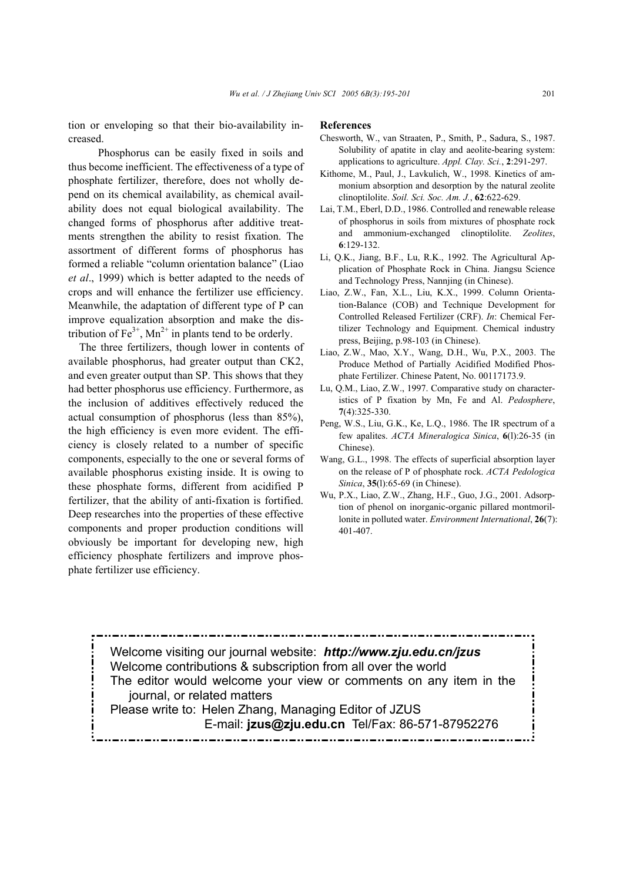tion or enveloping so that their bio-availability increased.

Phosphorus can be easily fixed in soils and thus become inefficient. The effectiveness of a type of phosphate fertilizer, therefore, does not wholly depend on its chemical availability, as chemical availability does not equal biological availability. The changed forms of phosphorus after additive treatments strengthen the ability to resist fixation. The assortment of different forms of phosphorus has formed a reliable "column orientation balance" (Liao *et al*., 1999) which is better adapted to the needs of crops and will enhance the fertilizer use efficiency. Meanwhile, the adaptation of different type of P can improve equalization absorption and make the distribution of $Fe^{3+}$, $Mn^{2+}$ in plants tend to be orderly.

The three fertilizers, though lower in contents of available phosphorus, had greater output than CK2, and even greater output than SP. This shows that they had better phosphorus use efficiency. Furthermore, as the inclusion of additives effectively reduced the actual consumption of phosphorus (less than 85%), the high efficiency is even more evident. The efficiency is closely related to a number of specific components, especially to the one or several forms of available phosphorus existing inside. It is owing to these phosphate forms, different from acidified P fertilizer, that the ability of anti-fixation is fortified. Deep researches into the properties of these effective components and proper production conditions will obviously be important for developing new, high efficiency phosphate fertilizers and improve phosphate fertilizer use efficiency.

**References**

Chesworth, W., van Straaten, P., Smith, P., Sadura, S., 1987. Solubility of apatite in clay and aeolite-bearing system: applications to agriculture. *Appl. Clay. Sci.*, **2**:291-297.

Kithome, M., Paul, J., Lavkulich, W., 1998. Kinetics of ammonium absorption and desorption by the natural zeolite clinoptilolite. *Soil. Sci. Soc. Am. J.*, **62**:622-629.

Lai, T.M., Eberl, D.D., 1986. Controlled and renewable release of phosphorus in soils from mixtures of phosphate rock and ammonium-exchanged clinoptilolite. *Zeolites*, **6**:129-132.

Li, Q.K., Jiang, B.F., Lu, R.K., 1992. The Agricultural Application of Phosphate Rock in China. Jiangsu Science and Technology Press, Nannjing (in Chinese).

Liao, Z.W., Fan, X.L., Liu, K.X., 1999. Column Orientation-Balance (COB) and Technique Development for Controlled Released Fertilizer (CRF). *In*: Chemical Fertilizer Technology and Equipment. Chemical industry press, Beijing, p.98-103 (in Chinese).

Liao, Z.W., Mao, X.Y., Wang, D.H., Wu, P.X., 2003. The Produce Method of Partially Acidified Modified Phosphate Fertilizer. Chinese Patent, No. 00117173.9.

Lu, Q.M., Liao, Z.W., 1997. Comparative study on characteristics of P fixation by Mn, Fe and Al. *Pedosphere*, **7**(4):325-330.

Peng, W.S., Liu, G.K., Ke, L.Q., 1986. The IR spectrum of a few apalites. *ACTA Mineralogica Sinica*, **6**(l):26-35 (in Chinese).

Wang, G.L., 1998. The effects of superficial absorption layer on the release of P of phosphate rock. *ACTA Pedologica Sinica*, **35**(l):65-69 (in Chinese).

Wu, P.X., Liao, Z.W., Zhang, H.F., Guo, J.G., 2001. Adsorption of phenol on inorganic-organic pillared montmorillonite in polluted water. *Environment International*, **26**(7): 401-407.

Welcome visiting our journal website: ***http://www.zju.edu.cn/jzus***
Welcome contributions & subscription from all over the world
The editor would welcome your view or comments on any item in the journal, or related matters
Please write to: Helen Zhang, Managing Editor of JZUS
E-mail: **jzus@zju.edu.cn** Tel/Fax: 86-571-87952276